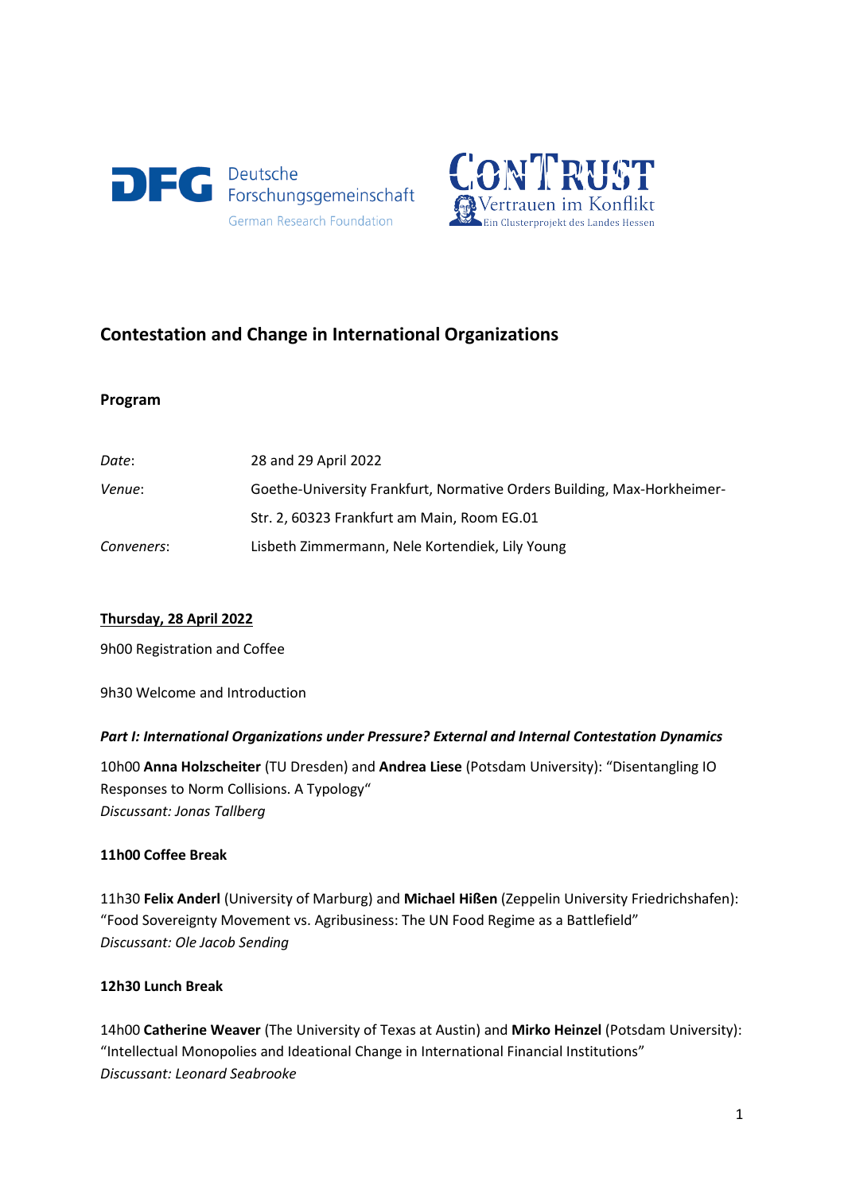# Contestation and Change in International Organizations

## Program

| | |
|---|---|
| *Date*: | 28 and 29 April 2022 |
| *Venue*: | Goethe-University Frankfurt, Normative Orders Building, Max-Horkheimer-Str. 2, 60323 Frankfurt am Main, Room EG.01 |
| *Conveners*: | Lisbeth Zimmermann, Nele Kortendiek, Lily Young |

### Thursday, 28 April 2022

9h00 Registration and Coffee

9h30 Welcome and Introduction

***Part I: International Organizations under Pressure? External and Internal Contestation Dynamics***

10h00 **Anna Holzscheiter** (TU Dresden) and **Andrea Liese** (Potsdam University): "Disentangling IO Responses to Norm Collisions. A Typology"
*Discussant: Jonas Tallberg*

**11h00 Coffee Break**

11h30 **Felix Anderl** (University of Marburg) and **Michael Hißen** (Zeppelin University Friedrichshafen): "Food Sovereignty Movement vs. Agribusiness: The UN Food Regime as a Battlefield"
*Discussant: Ole Jacob Sending*

**12h30 Lunch Break**

14h00 **Catherine Weaver** (The University of Texas at Austin) and **Mirko Heinzel** (Potsdam University): "Intellectual Monopolies and Ideational Change in International Financial Institutions"
*Discussant: Leonard Seabrooke*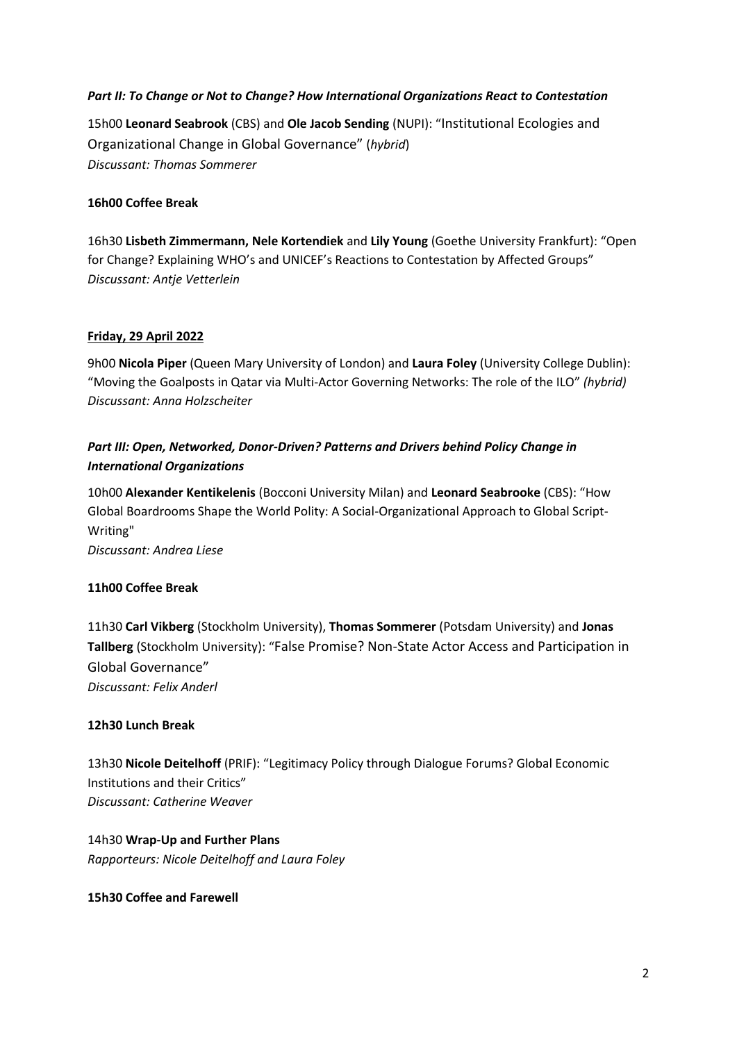### *Part II: To Change or Not to Change? How International Organizations React to Contestation*

15h00 **Leonard Seabrook** (CBS) and **Ole Jacob Sending** (NUPI): "Institutional Ecologies and Organizational Change in Global Governance" (*hybrid*)
*Discussant: Thomas Sommerer*

**16h00 Coffee Break**

16h30 **Lisbeth Zimmermann, Nele Kortendiek** and **Lily Young** (Goethe University Frankfurt): "Open for Change? Explaining WHO's and UNICEF's Reactions to Contestation by Affected Groups"
*Discussant: Antje Vetterlein*

## **Friday, 29 April 2022**

9h00 **Nicola Piper** (Queen Mary University of London) and **Laura Foley** (University College Dublin): "Moving the Goalposts in Qatar via Multi-Actor Governing Networks: The role of the ILO" *(hybrid)*
*Discussant: Anna Holzscheiter*

### *Part III: Open, Networked, Donor-Driven? Patterns and Drivers behind Policy Change in International Organizations*

10h00 **Alexander Kentikelenis** (Bocconi University Milan) and **Leonard Seabrooke** (CBS): "How Global Boardrooms Shape the World Polity: A Social-Organizational Approach to Global Script-Writing"
*Discussant: Andrea Liese*

**11h00 Coffee Break**

11h30 **Carl Vikberg** (Stockholm University), **Thomas Sommerer** (Potsdam University) and **Jonas Tallberg** (Stockholm University): "False Promise? Non-State Actor Access and Participation in Global Governance"
*Discussant: Felix Anderl*

**12h30 Lunch Break**

13h30 **Nicole Deitelhoff** (PRIF): "Legitimacy Policy through Dialogue Forums? Global Economic Institutions and their Critics"
*Discussant: Catherine Weaver*

14h30 **Wrap-Up and Further Plans**
*Rapporteurs: Nicole Deitelhoff and Laura Foley*

**15h30 Coffee and Farewell**